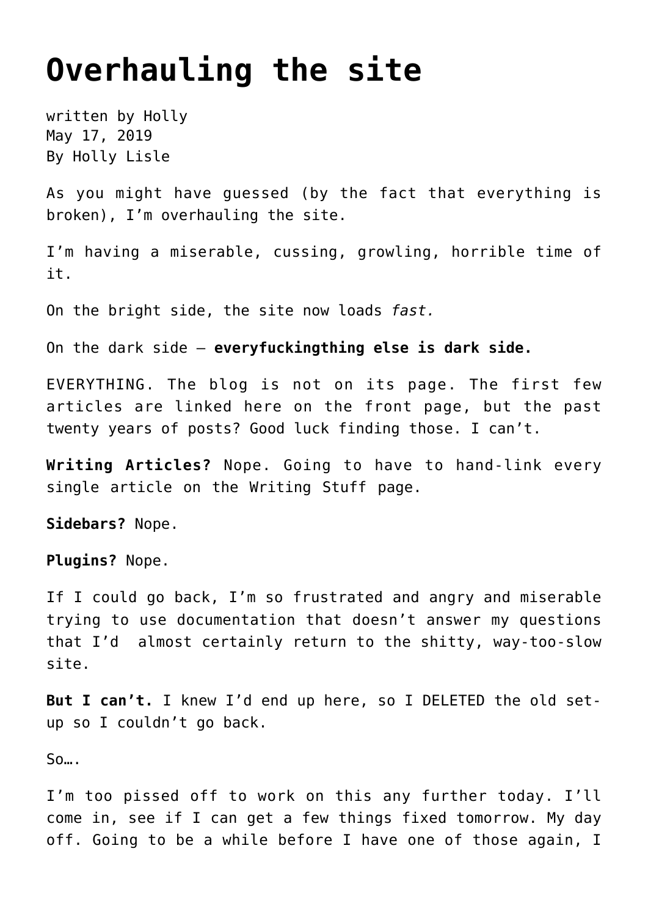# Overhauling the site

written by Holly
May 17, 2019
By Holly Lisle

As you might have guessed (by the fact that everything is broken), I'm overhauling the site.

I'm having a miserable, cussing, growling, horrible time of it.

On the bright side, the site now loads *fast.*

On the dark side — **everyfuckingthing else is dark side.**

EVERYTHING. The blog is not on its page. The first few articles are linked here on the front page, but the past twenty years of posts? Good luck finding those. I can't.

**Writing Articles?** Nope. Going to have to hand-link every single article on the Writing Stuff page.

**Sidebars?** Nope.

**Plugins?** Nope.

If I could go back, I'm so frustrated and angry and miserable trying to use documentation that doesn't answer my questions that I'd almost certainly return to the shitty, way-too-slow site.

**But I can't.** I knew I'd end up here, so I DELETED the old set-up so I couldn't go back.

So….

I'm too pissed off to work on this any further today. I'll come in, see if I can get a few things fixed tomorrow. My day off. Going to be a while before I have one of those again, I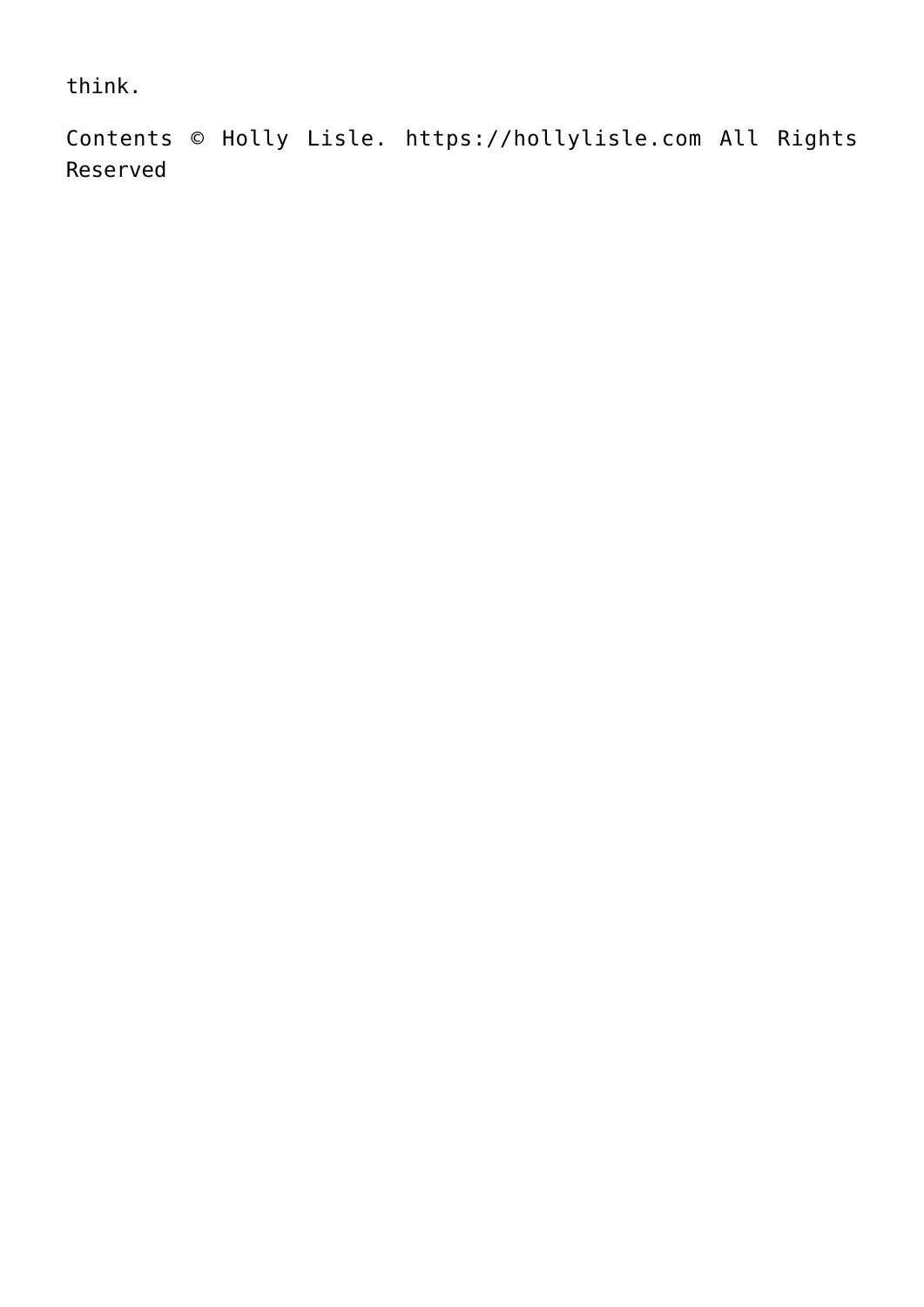think.

Contents © Holly Lisle. https://hollylisle.com All Rights Reserved